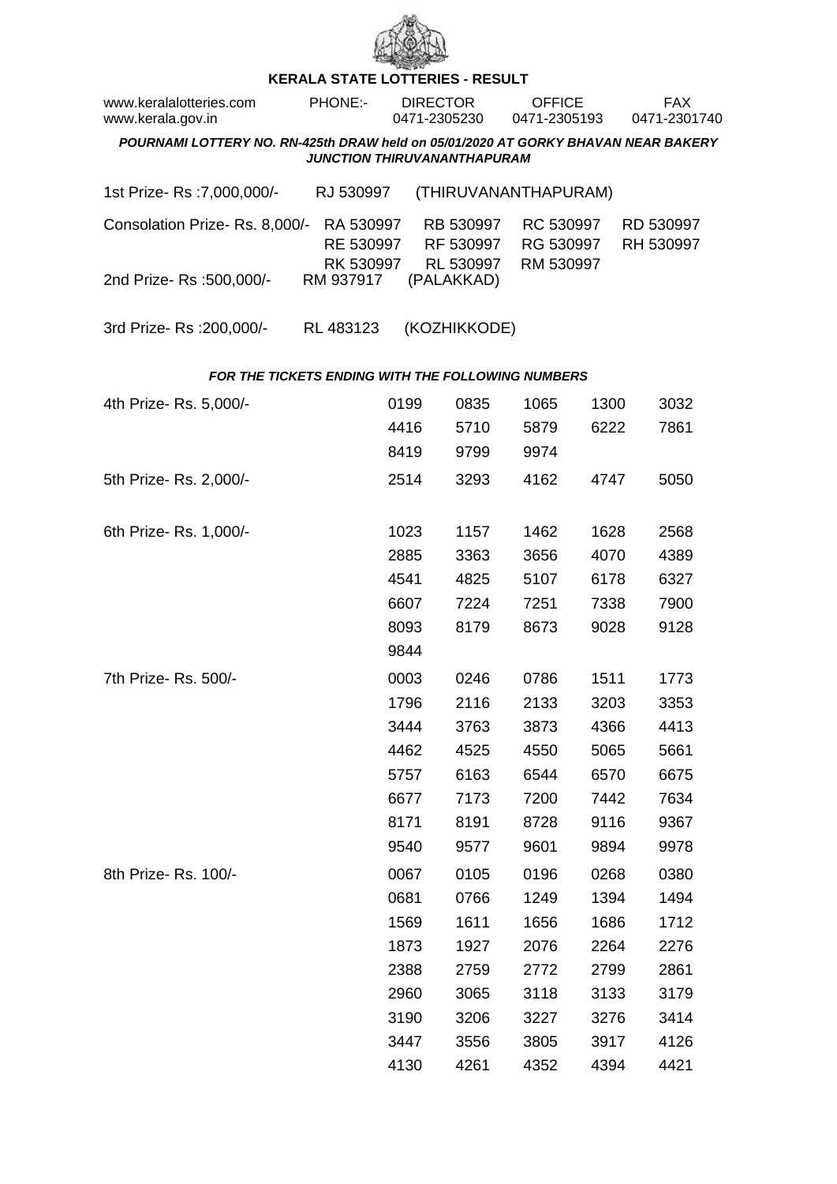# KERALA STATE LOTTERIES - RESULT

www.keralalotteries.com PHONE:- DIRECTOR 0471-2305230 OFFICE 0471-2305193 FAX 0471-2301740
www.kerala.gov.in

***POURNAMI LOTTERY NO. RN-425th DRAW held on 05/01/2020 AT GORKY BHAVAN NEAR BAKERY JUNCTION THIRUVANANTHAPURAM***

1st Prize- Rs :7,000,000/- RJ 530997 (THIRUVANANTHAPURAM)

Consolation Prize- Rs. 8,000/- RA 530997 RB 530997 RC 530997 RD 530997 RE 530997 RF 530997 RG 530997 RH 530997 RK 530997 RL 530997 RM 530997

2nd Prize- Rs :500,000/- RM 937917 (PALAKKAD)

3rd Prize- Rs :200,000/- RL 483123 (KOZHIKKODE)

***FOR THE TICKETS ENDING WITH THE FOLLOWING NUMBERS***

4th Prize- Rs. 5,000/-

0199 0835 1065 1300 3032 4416 5710 5879 6222 7861 8419 9799 9974

5th Prize- Rs. 2,000/-

2514 3293 4162 4747 5050

6th Prize- Rs. 1,000/-

1023 1157 1462 1628 2568 2885 3363 3656 4070 4389 4541 4825 5107 6178 6327 6607 7224 7251 7338 7900 8093 8179 8673 9028 9128 9844

7th Prize- Rs. 500/-

0003 0246 0786 1511 1773 1796 2116 2133 3203 3353 3444 3763 3873 4366 4413 4462 4525 4550 5065 5661 5757 6163 6544 6570 6675 6677 7173 7200 7442 7634 8171 8191 8728 9116 9367 9540 9577 9601 9894 9978

8th Prize- Rs. 100/-

0067 0105 0196 0268 0380 0681 0766 1249 1394 1494 1569 1611 1656 1686 1712 1873 1927 2076 2264 2276 2388 2759 2772 2799 2861 2960 3065 3118 3133 3179 3190 3206 3227 3276 3414 3447 3556 3805 3917 4126 4130 4261 4352 4394 4421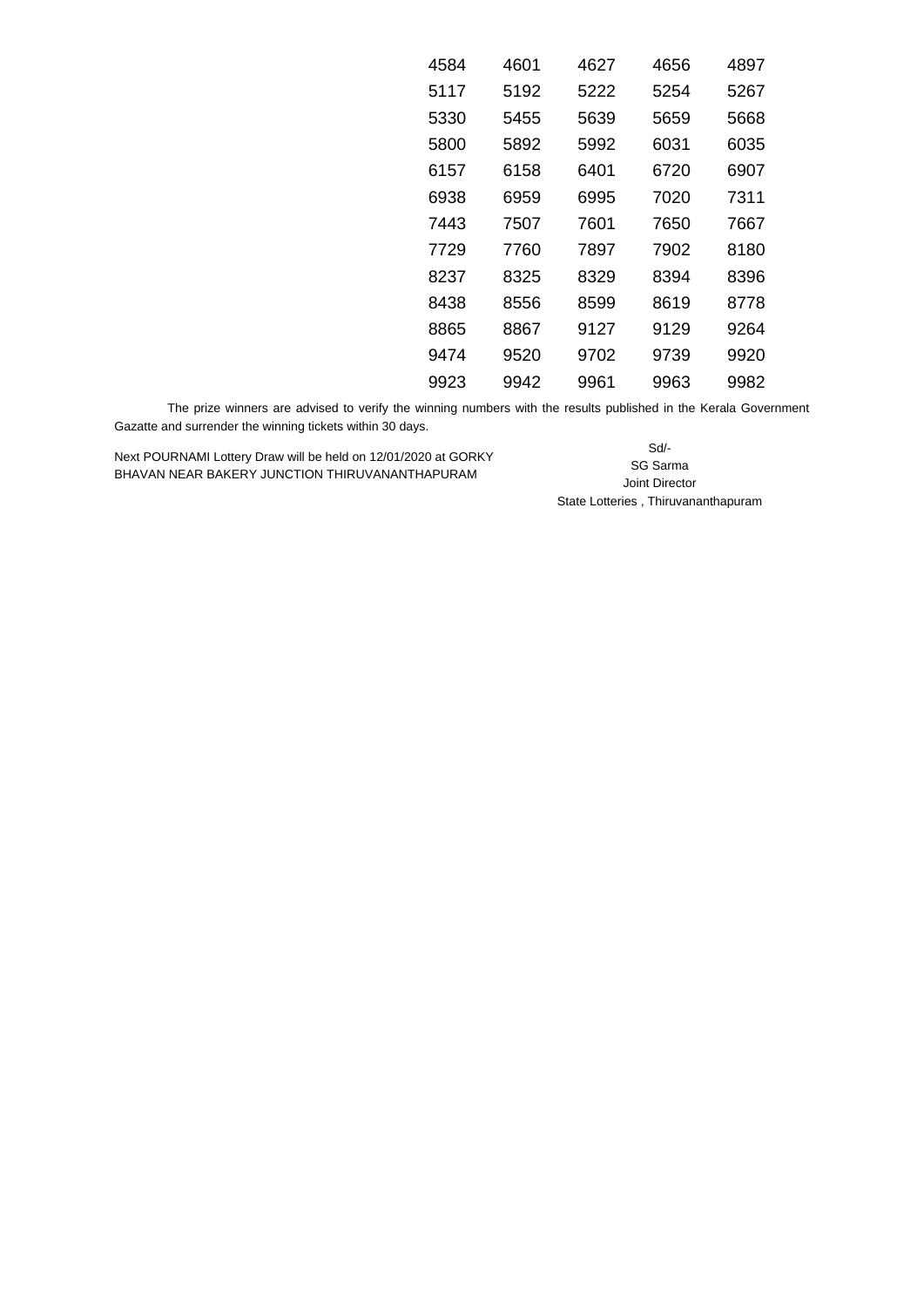| | | | | |
|---|---|---|---|---|
| 4584 | 4601 | 4627 | 4656 | 4897 |
| 5117 | 5192 | 5222 | 5254 | 5267 |
| 5330 | 5455 | 5639 | 5659 | 5668 |
| 5800 | 5892 | 5992 | 6031 | 6035 |
| 6157 | 6158 | 6401 | 6720 | 6907 |
| 6938 | 6959 | 6995 | 7020 | 7311 |
| 7443 | 7507 | 7601 | 7650 | 7667 |
| 7729 | 7760 | 7897 | 7902 | 8180 |
| 8237 | 8325 | 8329 | 8394 | 8396 |
| 8438 | 8556 | 8599 | 8619 | 8778 |
| 8865 | 8867 | 9127 | 9129 | 9264 |
| 9474 | 9520 | 9702 | 9739 | 9920 |
| 9923 | 9942 | 9961 | 9963 | 9982 |

The prize winners are advised to verify the winning numbers with the results published in the Kerala Government Gazatte and surrender the winning tickets within 30 days.

Next POURNAMI Lottery Draw will be held on 12/01/2020 at GORKY BHAVAN NEAR BAKERY JUNCTION THIRUVANANTHAPURAM

Sd/-
SG Sarma
Joint Director
State Lotteries , Thiruvananthapuram